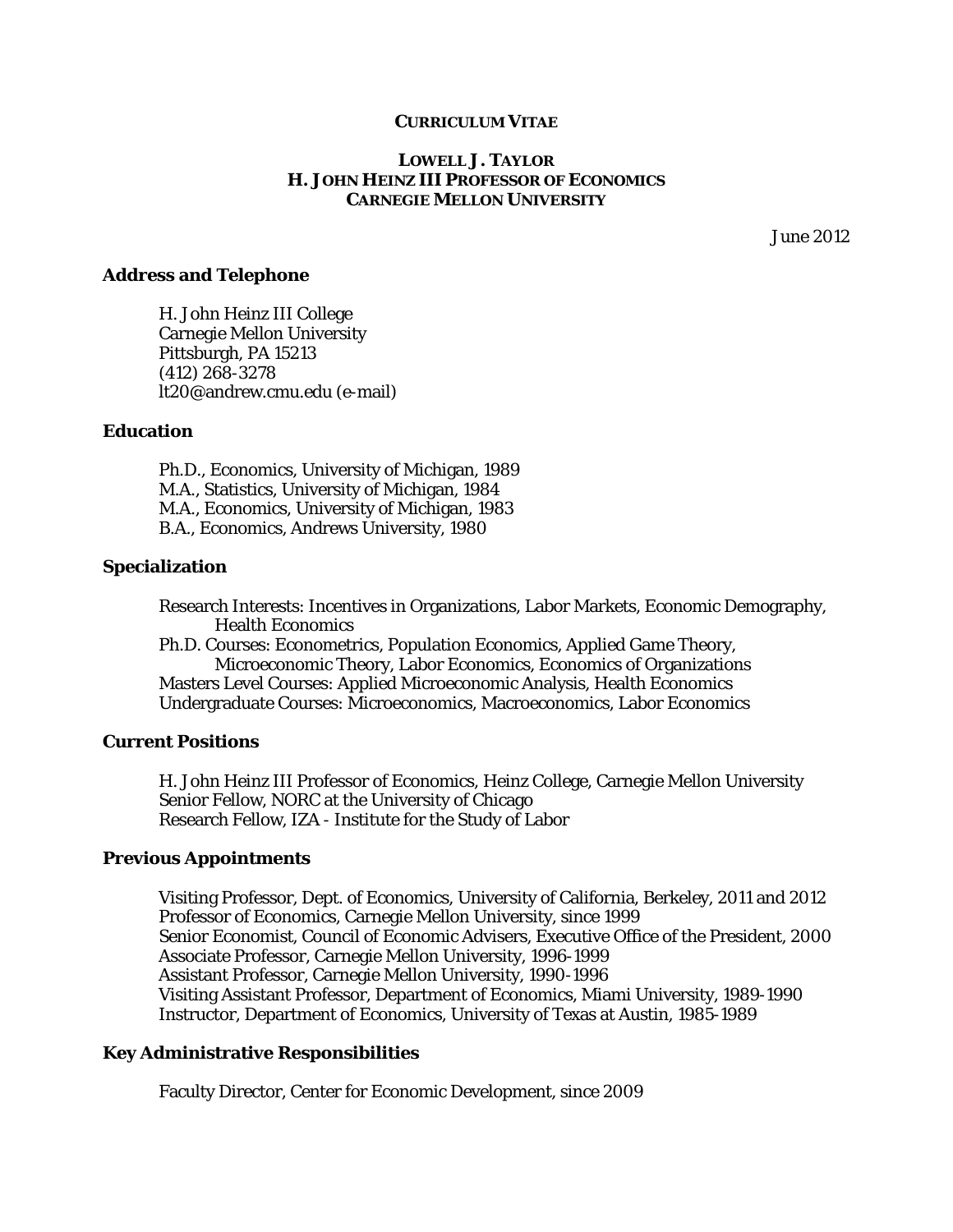# CURRICULUM VITAE

## LOWELL J. TAYLOR
## H. JOHN HEINZ III PROFESSOR OF ECONOMICS
## CARNEGIE MELLON UNIVERSITY

June 2012

### Address and Telephone

H. John Heinz III College
Carnegie Mellon University
Pittsburgh, PA 15213
(412) 268-3278
lt20@andrew.cmu.edu (e-mail)

### Education

Ph.D., Economics, University of Michigan, 1989
M.A., Statistics, University of Michigan, 1984
M.A., Economics, University of Michigan, 1983
B.A., Economics, Andrews University, 1980

### Specialization

Research Interests: Incentives in Organizations, Labor Markets, Economic Demography, Health Economics
Ph.D. Courses: Econometrics, Population Economics, Applied Game Theory, Microeconomic Theory, Labor Economics, Economics of Organizations
Masters Level Courses: Applied Microeconomic Analysis, Health Economics
Undergraduate Courses: Microeconomics, Macroeconomics, Labor Economics

### Current Positions

H. John Heinz III Professor of Economics, Heinz College, Carnegie Mellon University
Senior Fellow, NORC at the University of Chicago
Research Fellow, IZA - Institute for the Study of Labor

### Previous Appointments

Visiting Professor, Dept. of Economics, University of California, Berkeley, 2011 and 2012
Professor of Economics, Carnegie Mellon University, since 1999
Senior Economist, Council of Economic Advisers, Executive Office of the President, 2000
Associate Professor, Carnegie Mellon University, 1996-1999
Assistant Professor, Carnegie Mellon University, 1990-1996
Visiting Assistant Professor, Department of Economics, Miami University, 1989-1990
Instructor, Department of Economics, University of Texas at Austin, 1985-1989

### Key Administrative Responsibilities

Faculty Director, Center for Economic Development, since 2009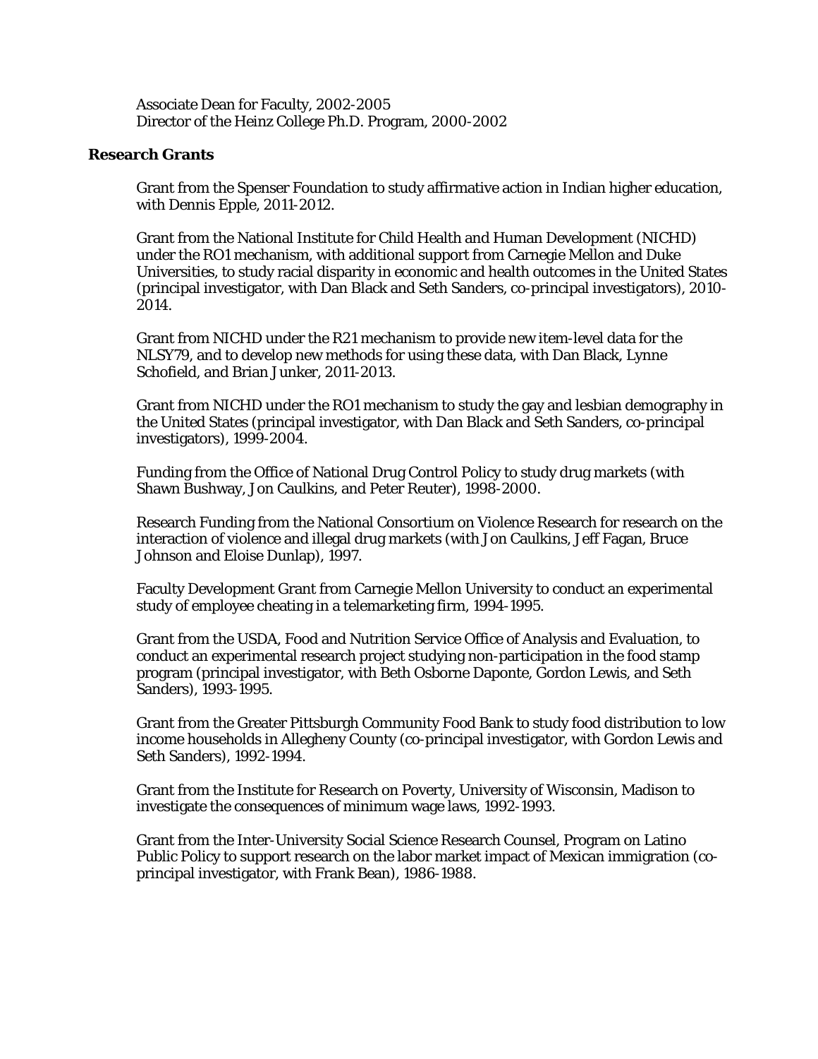Associate Dean for Faculty, 2002-2005
Director of the Heinz College Ph.D. Program, 2000-2002

### Research Grants

Grant from the Spenser Foundation to study affirmative action in Indian higher education, with Dennis Epple, 2011-2012.

Grant from the National Institute for Child Health and Human Development (NICHD) under the RO1 mechanism, with additional support from Carnegie Mellon and Duke Universities, to study racial disparity in economic and health outcomes in the United States (principal investigator, with Dan Black and Seth Sanders, co-principal investigators), 2010-2014.

Grant from NICHD under the R21 mechanism to provide new item-level data for the NLSY79, and to develop new methods for using these data, with Dan Black, Lynne Schofield, and Brian Junker, 2011-2013.

Grant from NICHD under the RO1 mechanism to study the gay and lesbian demography in the United States (principal investigator, with Dan Black and Seth Sanders, co-principal investigators), 1999-2004.

Funding from the Office of National Drug Control Policy to study drug markets (with Shawn Bushway, Jon Caulkins, and Peter Reuter), 1998-2000.

Research Funding from the National Consortium on Violence Research for research on the interaction of violence and illegal drug markets (with Jon Caulkins, Jeff Fagan, Bruce Johnson and Eloise Dunlap), 1997.

Faculty Development Grant from Carnegie Mellon University to conduct an experimental study of employee cheating in a telemarketing firm, 1994-1995.

Grant from the USDA, Food and Nutrition Service Office of Analysis and Evaluation, to conduct an experimental research project studying non-participation in the food stamp program (principal investigator, with Beth Osborne Daponte, Gordon Lewis, and Seth Sanders), 1993-1995.

Grant from the Greater Pittsburgh Community Food Bank to study food distribution to low income households in Allegheny County (co-principal investigator, with Gordon Lewis and Seth Sanders), 1992-1994.

Grant from the Institute for Research on Poverty, University of Wisconsin, Madison to investigate the consequences of minimum wage laws, 1992-1993.

Grant from the Inter-University Social Science Research Counsel, Program on Latino Public Policy to support research on the labor market impact of Mexican immigration (co-principal investigator, with Frank Bean), 1986-1988.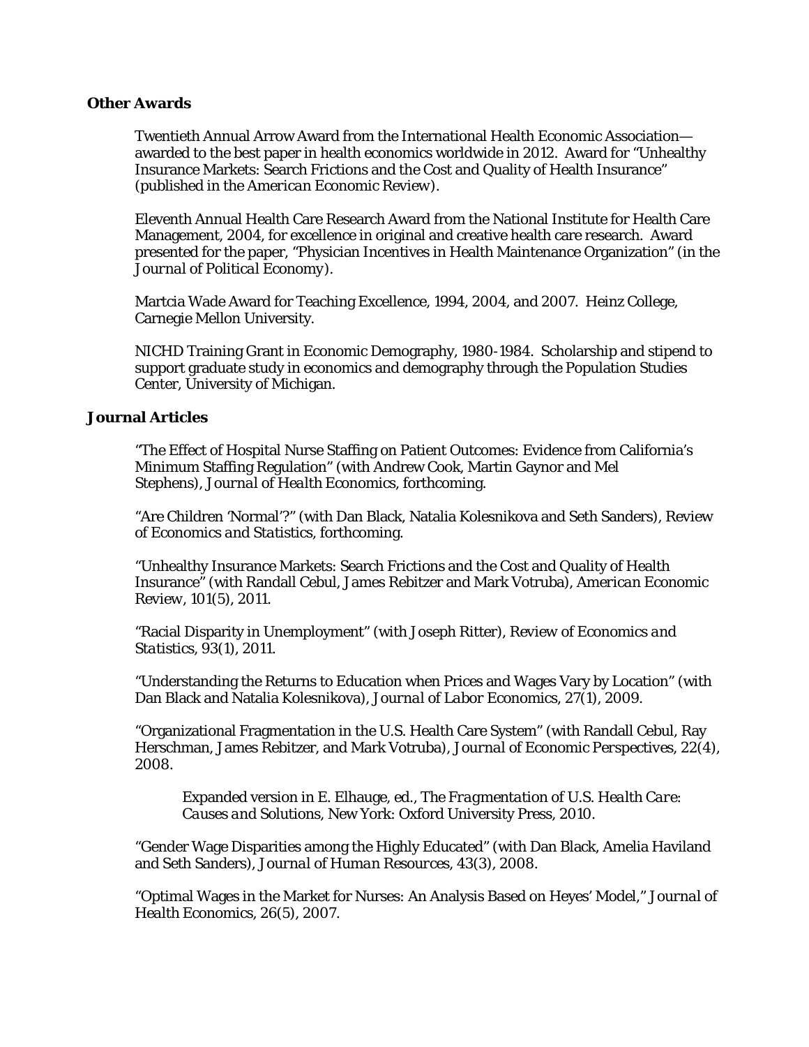### Other Awards

Twentieth Annual Arrow Award from the International Health Economic Association—awarded to the best paper in health economics worldwide in 2012. Award for "Unhealthy Insurance Markets: Search Frictions and the Cost and Quality of Health Insurance" (published in the *American Economic Review*).

Eleventh Annual Health Care Research Award from the National Institute for Health Care Management, 2004, for excellence in original and creative health care research. Award presented for the paper, "Physician Incentives in Health Maintenance Organization" (in the *Journal of Political Economy*).

Martcia Wade Award for Teaching Excellence, 1994, 2004, and 2007. Heinz College, Carnegie Mellon University.

NICHD Training Grant in Economic Demography, 1980-1984. Scholarship and stipend to support graduate study in economics and demography through the Population Studies Center, University of Michigan.

### Journal Articles

"The Effect of Hospital Nurse Staffing on Patient Outcomes: Evidence from California's Minimum Staffing Regulation" (with Andrew Cook, Martin Gaynor and Mel Stephens), *Journal of Health Economics*, forthcoming.

"Are Children 'Normal'?" (with Dan Black, Natalia Kolesnikova and Seth Sanders), *Review of Economics and Statistics*, forthcoming.

"Unhealthy Insurance Markets: Search Frictions and the Cost and Quality of Health Insurance" (with Randall Cebul, James Rebitzer and Mark Votruba), *American Economic Review*, 101(5), 2011.

"Racial Disparity in Unemployment" (with Joseph Ritter), *Review of Economics and Statistics*, 93(1), 2011.

"Understanding the Returns to Education when Prices and Wages Vary by Location" (with Dan Black and Natalia Kolesnikova), *Journal of Labor Economics*, 27(1), 2009.

"Organizational Fragmentation in the U.S. Health Care System" (with Randall Cebul, Ray Herschman, James Rebitzer, and Mark Votruba), *Journal of Economic Perspectives*, 22(4), 2008.

> Expanded version in E. Elhauge, ed., *The Fragmentation of U.S. Health Care: Causes and Solutions*, New York: Oxford University Press, 2010.

"Gender Wage Disparities among the Highly Educated" (with Dan Black, Amelia Haviland and Seth Sanders), *Journal of Human Resources*, 43(3), 2008.

"Optimal Wages in the Market for Nurses: An Analysis Based on Heyes' Model," *Journal of Health Economics*, 26(5), 2007.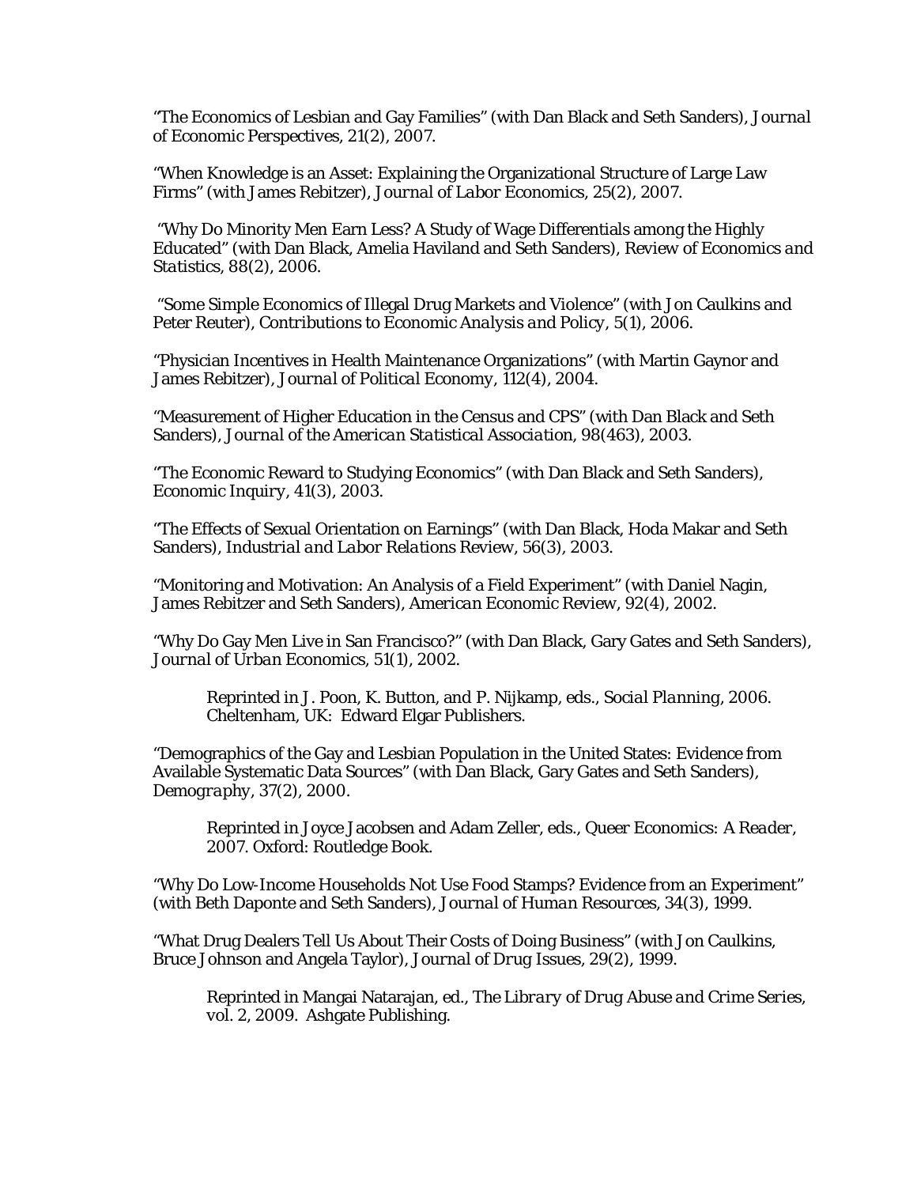"The Economics of Lesbian and Gay Families" (with Dan Black and Seth Sanders), *Journal of Economic Perspectives*, 21(2), 2007.

"When Knowledge is an Asset: Explaining the Organizational Structure of Large Law Firms" (with James Rebitzer), *Journal of Labor Economics*, 25(2), 2007.

"Why Do Minority Men Earn Less? A Study of Wage Differentials among the Highly Educated" (with Dan Black, Amelia Haviland and Seth Sanders), *Review of Economics and Statistics*, 88(2), 2006.

"Some Simple Economics of Illegal Drug Markets and Violence" (with Jon Caulkins and Peter Reuter), *Contributions to Economic Analysis and Policy*, 5(1), 2006.

"Physician Incentives in Health Maintenance Organizations" (with Martin Gaynor and James Rebitzer), *Journal of Political Economy*, 112(4), 2004.

"Measurement of Higher Education in the Census and CPS" (with Dan Black and Seth Sanders), *Journal of the American Statistical Association*, 98(463), 2003.

"The Economic Reward to Studying Economics" (with Dan Black and Seth Sanders), *Economic Inquiry*, 41(3), 2003.

"The Effects of Sexual Orientation on Earnings" (with Dan Black, Hoda Makar and Seth Sanders), *Industrial and Labor Relations Review*, 56(3), 2003.

"Monitoring and Motivation: An Analysis of a Field Experiment" (with Daniel Nagin, James Rebitzer and Seth Sanders), *American Economic Review*, 92(4), 2002.

"Why Do Gay Men Live in San Francisco?" (with Dan Black, Gary Gates and Seth Sanders), *Journal of Urban Economics*, 51(1), 2002.

> Reprinted in J. Poon, K. Button, and P. Nijkamp, eds., *Social Planning*, 2006. Cheltenham, UK: Edward Elgar Publishers.

"Demographics of the Gay and Lesbian Population in the United States: Evidence from Available Systematic Data Sources" (with Dan Black, Gary Gates and Seth Sanders), *Demography*, 37(2), 2000.

> Reprinted in Joyce Jacobsen and Adam Zeller, eds., *Queer Economics: A Reader*, 2007. Oxford: Routledge Book.

"Why Do Low-Income Households Not Use Food Stamps? Evidence from an Experiment" (with Beth Daponte and Seth Sanders), *Journal of Human Resources*, 34(3), 1999.

"What Drug Dealers Tell Us About Their Costs of Doing Business" (with Jon Caulkins, Bruce Johnson and Angela Taylor), *Journal of Drug Issues*, 29(2), 1999.

> Reprinted in Mangai Natarajan, ed., *The Library of Drug Abuse and Crime Series*, vol. 2, 2009. Ashgate Publishing.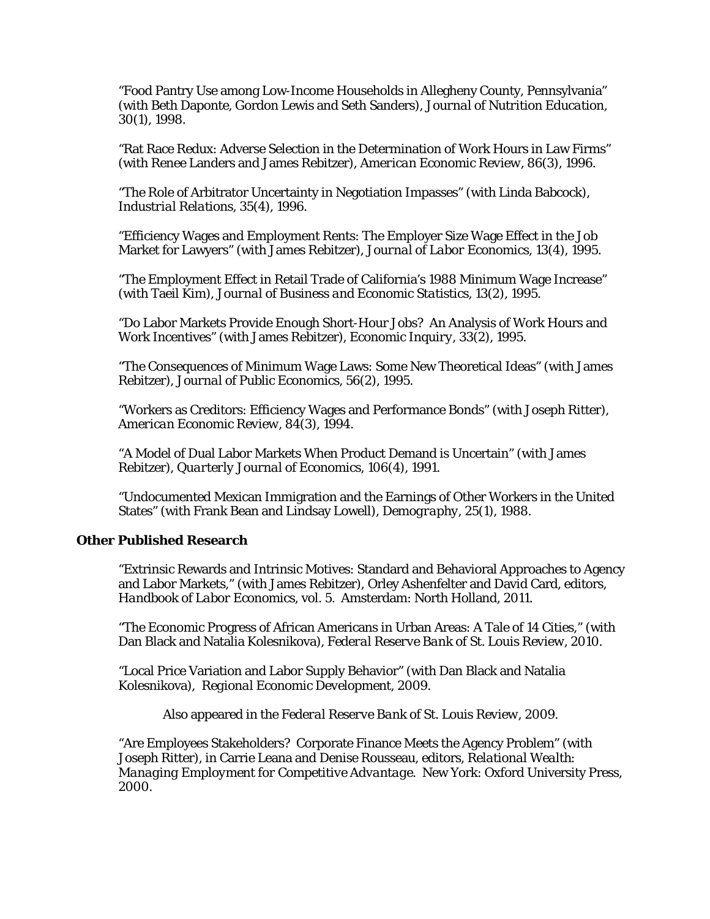"Food Pantry Use among Low-Income Households in Allegheny County, Pennsylvania" (with Beth Daponte, Gordon Lewis and Seth Sanders), *Journal of Nutrition Education*, 30(1), 1998.

"Rat Race Redux: Adverse Selection in the Determination of Work Hours in Law Firms" (with Renee Landers and James Rebitzer), *American Economic Review*, 86(3), 1996.

"The Role of Arbitrator Uncertainty in Negotiation Impasses" (with Linda Babcock), *Industrial Relations*, 35(4), 1996.

"Efficiency Wages and Employment Rents: The Employer Size Wage Effect in the Job Market for Lawyers" (with James Rebitzer), *Journal of Labor Economics*, 13(4), 1995.

"The Employment Effect in Retail Trade of California's 1988 Minimum Wage Increase" (with Taeil Kim), *Journal of Business and Economic Statistics*, 13(2), 1995.

"Do Labor Markets Provide Enough Short-Hour Jobs? An Analysis of Work Hours and Work Incentives" (with James Rebitzer), *Economic Inquiry*, 33(2), 1995.

"The Consequences of Minimum Wage Laws: Some New Theoretical Ideas" (with James Rebitzer), *Journal of Public Economics*, 56(2), 1995.

"Workers as Creditors: Efficiency Wages and Performance Bonds" (with Joseph Ritter), *American Economic Review*, 84(3), 1994.

"A Model of Dual Labor Markets When Product Demand is Uncertain" (with James Rebitzer), *Quarterly Journal of Economics*, 106(4), 1991.

"Undocumented Mexican Immigration and the Earnings of Other Workers in the United States" (with Frank Bean and Lindsay Lowell), *Demography*, 25(1), 1988.

### Other Published Research

"Extrinsic Rewards and Intrinsic Motives: Standard and Behavioral Approaches to Agency and Labor Markets," (with James Rebitzer), Orley Ashenfelter and David Card, editors, *Handbook of Labor Economics*, vol. 5. Amsterdam: North Holland, 2011.

"The Economic Progress of African Americans in Urban Areas: A Tale of 14 Cities," (with Dan Black and Natalia Kolesnikova), *Federal Reserve Bank of St. Louis Review*, 2010.

"Local Price Variation and Labor Supply Behavior" (with Dan Black and Natalia Kolesnikova), *Regional Economic Development*, 2009.

Also appeared in the *Federal Reserve Bank of St. Louis Review*, 2009.

"Are Employees Stakeholders? Corporate Finance Meets the Agency Problem" (with Joseph Ritter), in Carrie Leana and Denise Rousseau, editors, *Relational Wealth: Managing Employment for Competitive Advantage*. New York: Oxford University Press, 2000.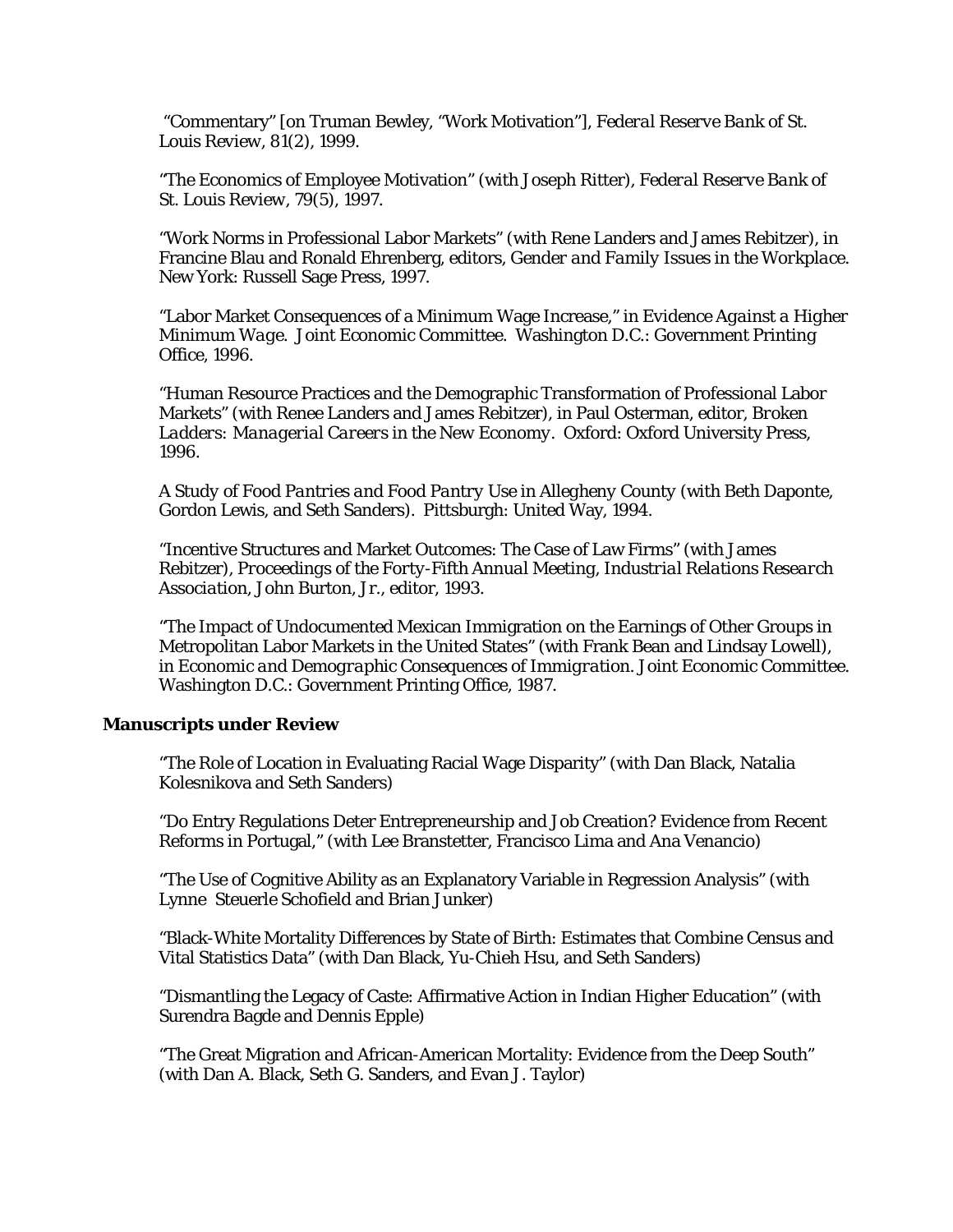"Commentary" [on Truman Bewley, "Work Motivation"], *Federal Reserve Bank of St. Louis Review*, 81(2), 1999.

"The Economics of Employee Motivation" (with Joseph Ritter), *Federal Reserve Bank of St. Louis Review*, 79(5), 1997.

"Work Norms in Professional Labor Markets" (with Rene Landers and James Rebitzer), in Francine Blau and Ronald Ehrenberg, editors, *Gender and Family Issues in the Workplace*. New York: Russell Sage Press, 1997.

"Labor Market Consequences of a Minimum Wage Increase," in *Evidence Against a Higher Minimum Wage*. Joint Economic Committee. Washington D.C.: Government Printing Office, 1996.

"Human Resource Practices and the Demographic Transformation of Professional Labor Markets" (with Renee Landers and James Rebitzer), in Paul Osterman, editor, *Broken Ladders: Managerial Careers in the New Economy*. Oxford: Oxford University Press, 1996.

*A Study of Food Pantries and Food Pantry Use in Allegheny County* (with Beth Daponte, Gordon Lewis, and Seth Sanders). Pittsburgh: United Way, 1994.

"Incentive Structures and Market Outcomes: The Case of Law Firms" (with James Rebitzer), *Proceedings of the Forty-Fifth Annual Meeting, Industrial Relations Research Association*, John Burton, Jr., editor, 1993.

"The Impact of Undocumented Mexican Immigration on the Earnings of Other Groups in Metropolitan Labor Markets in the United States" (with Frank Bean and Lindsay Lowell), in *Economic and Demographic Consequences of Immigration*. Joint Economic Committee. Washington D.C.: Government Printing Office, 1987.

## Manuscripts under Review

"The Role of Location in Evaluating Racial Wage Disparity" (with Dan Black, Natalia Kolesnikova and Seth Sanders)

"Do Entry Regulations Deter Entrepreneurship and Job Creation? Evidence from Recent Reforms in Portugal," (with Lee Branstetter, Francisco Lima and Ana Venancio)

"The Use of Cognitive Ability as an Explanatory Variable in Regression Analysis" (with Lynne Steuerle Schofield and Brian Junker)

"Black-White Mortality Differences by State of Birth: Estimates that Combine Census and Vital Statistics Data" (with Dan Black, Yu-Chieh Hsu, and Seth Sanders)

"Dismantling the Legacy of Caste: Affirmative Action in Indian Higher Education" (with Surendra Bagde and Dennis Epple)

"The Great Migration and African-American Mortality: Evidence from the Deep South" (with Dan A. Black, Seth G. Sanders, and Evan J. Taylor)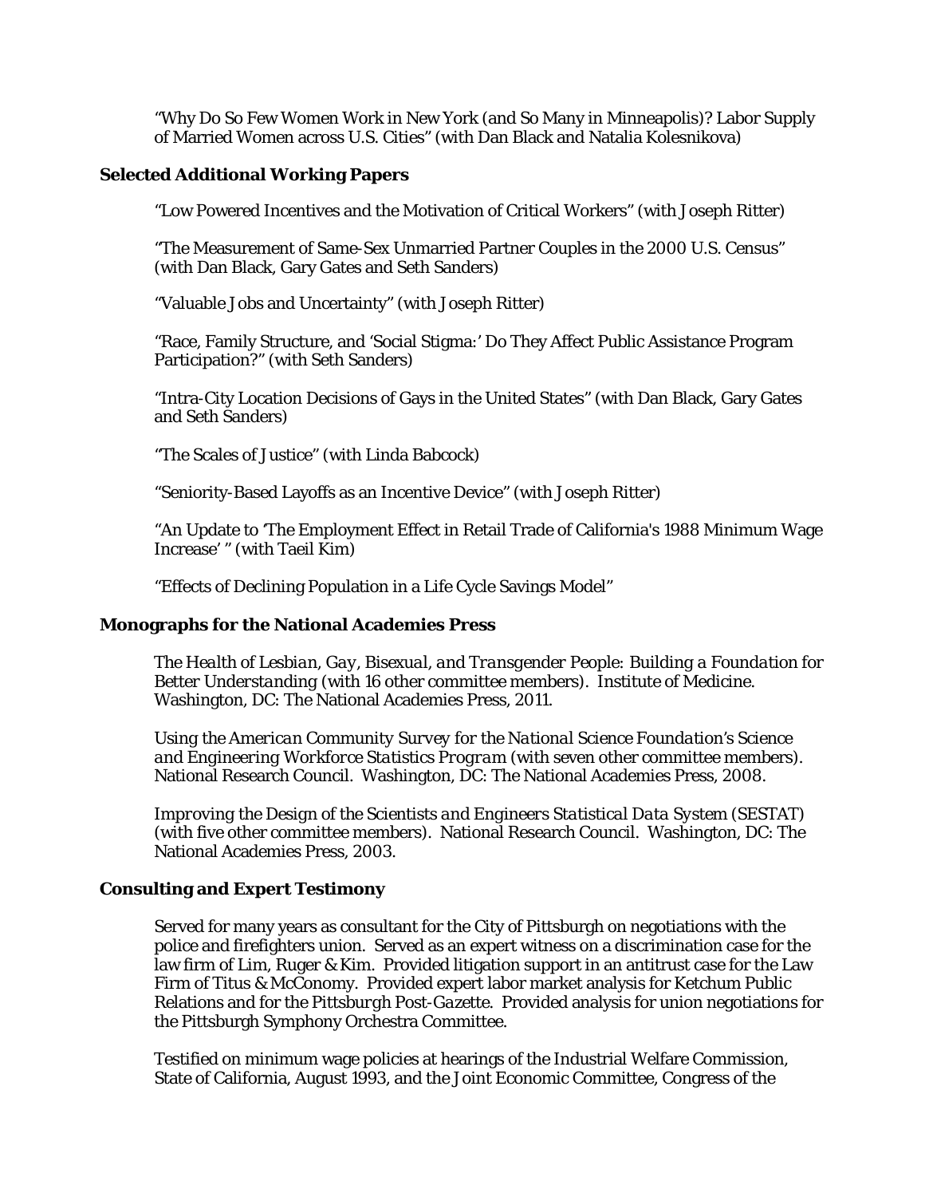"Why Do So Few Women Work in New York (and So Many in Minneapolis)? Labor Supply of Married Women across U.S. Cities" (with Dan Black and Natalia Kolesnikova)

### Selected Additional Working Papers

"Low Powered Incentives and the Motivation of Critical Workers" (with Joseph Ritter)

"The Measurement of Same-Sex Unmarried Partner Couples in the 2000 U.S. Census" (with Dan Black, Gary Gates and Seth Sanders)

"Valuable Jobs and Uncertainty" (with Joseph Ritter)

"Race, Family Structure, and 'Social Stigma:' Do They Affect Public Assistance Program Participation?" (with Seth Sanders)

"Intra-City Location Decisions of Gays in the United States" (with Dan Black, Gary Gates and Seth Sanders)

"The Scales of Justice" (with Linda Babcock)

"Seniority-Based Layoffs as an Incentive Device" (with Joseph Ritter)

"An Update to 'The Employment Effect in Retail Trade of California's 1988 Minimum Wage Increase' " (with Taeil Kim)

"Effects of Declining Population in a Life Cycle Savings Model"

### Monographs for the National Academies Press

*The Health of Lesbian, Gay, Bisexual, and Transgender People: Building a Foundation for Better Understanding* (with 16 other committee members). Institute of Medicine. Washington, DC: The National Academies Press, 2011.

*Using the American Community Survey for the National Science Foundation's Science and Engineering Workforce Statistics Program* (with seven other committee members). National Research Council. Washington, DC: The National Academies Press, 2008.

*Improving the Design of the Scientists and Engineers Statistical Data System (SESTAT)* (with five other committee members). National Research Council. Washington, DC: The National Academies Press, 2003.

### Consulting and Expert Testimony

Served for many years as consultant for the City of Pittsburgh on negotiations with the police and firefighters union. Served as an expert witness on a discrimination case for the law firm of Lim, Ruger & Kim. Provided litigation support in an antitrust case for the Law Firm of Titus & McConomy. Provided expert labor market analysis for Ketchum Public Relations and for the *Pittsburgh Post-Gazette*. Provided analysis for union negotiations for the Pittsburgh Symphony Orchestra Committee.

Testified on minimum wage policies at hearings of the Industrial Welfare Commission, State of California, August 1993, and the Joint Economic Committee, Congress of the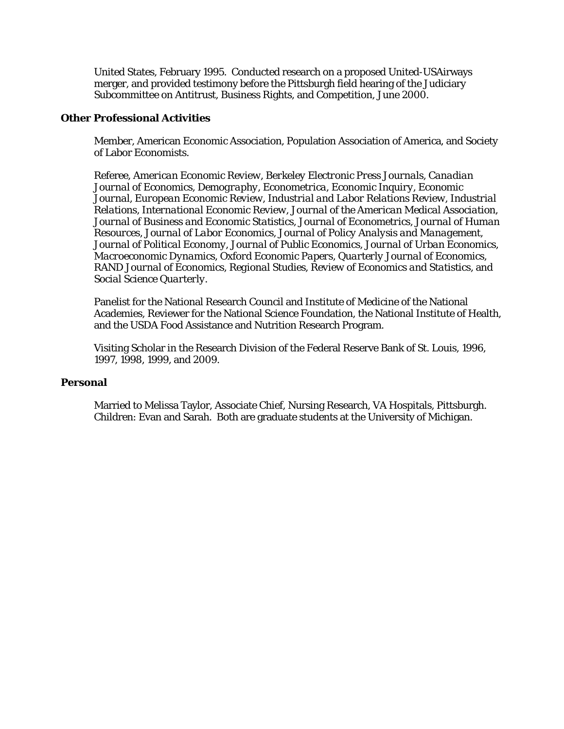United States, February 1995. Conducted research on a proposed United-USAirways merger, and provided testimony before the Pittsburgh field hearing of the Judiciary Subcommittee on Antitrust, Business Rights, and Competition, June 2000.

### Other Professional Activities

Member, American Economic Association, Population Association of America, and Society of Labor Economists.

Referee, *American Economic Review*, *Berkeley Electronic Press Journals*, *Canadian Journal of Economics*, *Demography*, *Econometrica*, *Economic Inquiry*, *Economic Journal*, *European Economic Review*, *Industrial and Labor Relations Review*, *Industrial Relations*, *International Economic Review*, *Journal of the American Medical Association*, *Journal of Business and Economic Statistics*, *Journal of Econometrics*, *Journal of Human Resources*, *Journal of Labor Economics*, *Journal of Policy Analysis and Management*, *Journal of Political Economy*, *Journal of Public Economics*, *Journal of Urban Economics*, *Macroeconomic Dynamics*, *Oxford Economic Papers*, *Quarterly Journal of Economics*, *RAND Journal of Economics*, *Regional Studies*, *Review of Economics and Statistics*, and *Social Science Quarterly*.

Panelist for the National Research Council and Institute of Medicine of the National Academies, Reviewer for the National Science Foundation, the National Institute of Health, and the USDA Food Assistance and Nutrition Research Program.

Visiting Scholar in the Research Division of the Federal Reserve Bank of St. Louis, 1996, 1997, 1998, 1999, and 2009.

### Personal

Married to Melissa Taylor, Associate Chief, Nursing Research, VA Hospitals, Pittsburgh. Children: Evan and Sarah. Both are graduate students at the University of Michigan.